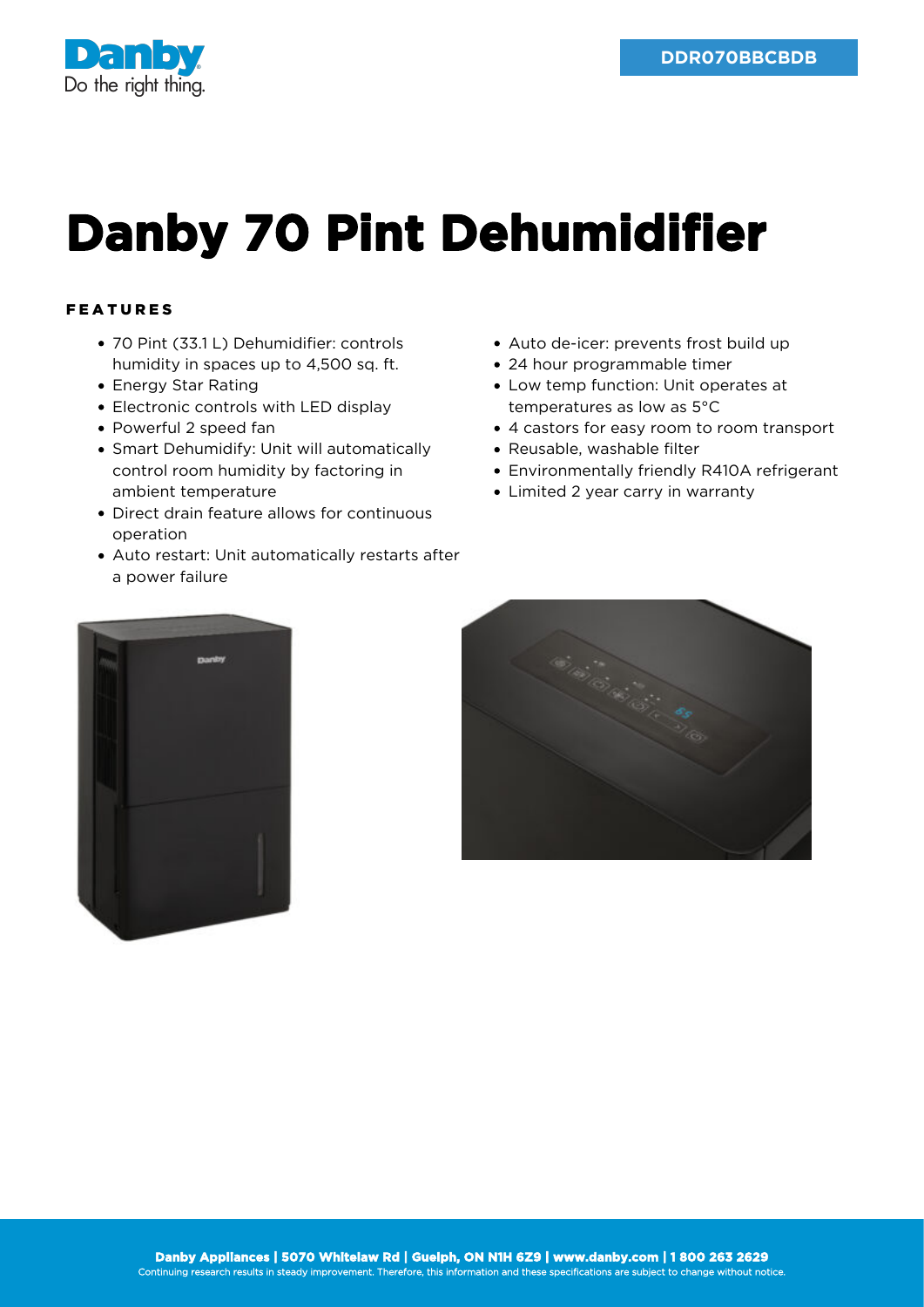DDR070BBCBDB

# Danby 70 Pint Dehumidifier

## FEATURES

- 70 Pint (33.1 L) Dehumidifier: controls humidity in spaces up to 4,500 sq. ft.
- Energy Star Rating
- Electronic controls with LED display
- Powerful 2 speed fan
- Smart Dehumidify: Unit will automatically control room humidity by factoring in ambient temperature
- Direct drain feature allows for continuous operation
- Auto restart: Unit automatically restarts after a power failure
- Auto de-icer: prevents frost build up
- 24 hour programmable timer
- Low temp function: Unit operates at temperatures as low as 5°C
- 4 castors for easy room to room transport
- Reusable, washable filter
- Environmentally friendly R410A refrigerant
- Limited 2 year carry in warranty

**Danby Appliances | 5070 Whitelaw Rd | Guelph, ON N1H 6Z9 | www.danby.com | 1 800 263 2629**
Continuing research results in steady improvement. Therefore, this information and these specifications are subject to change without notice.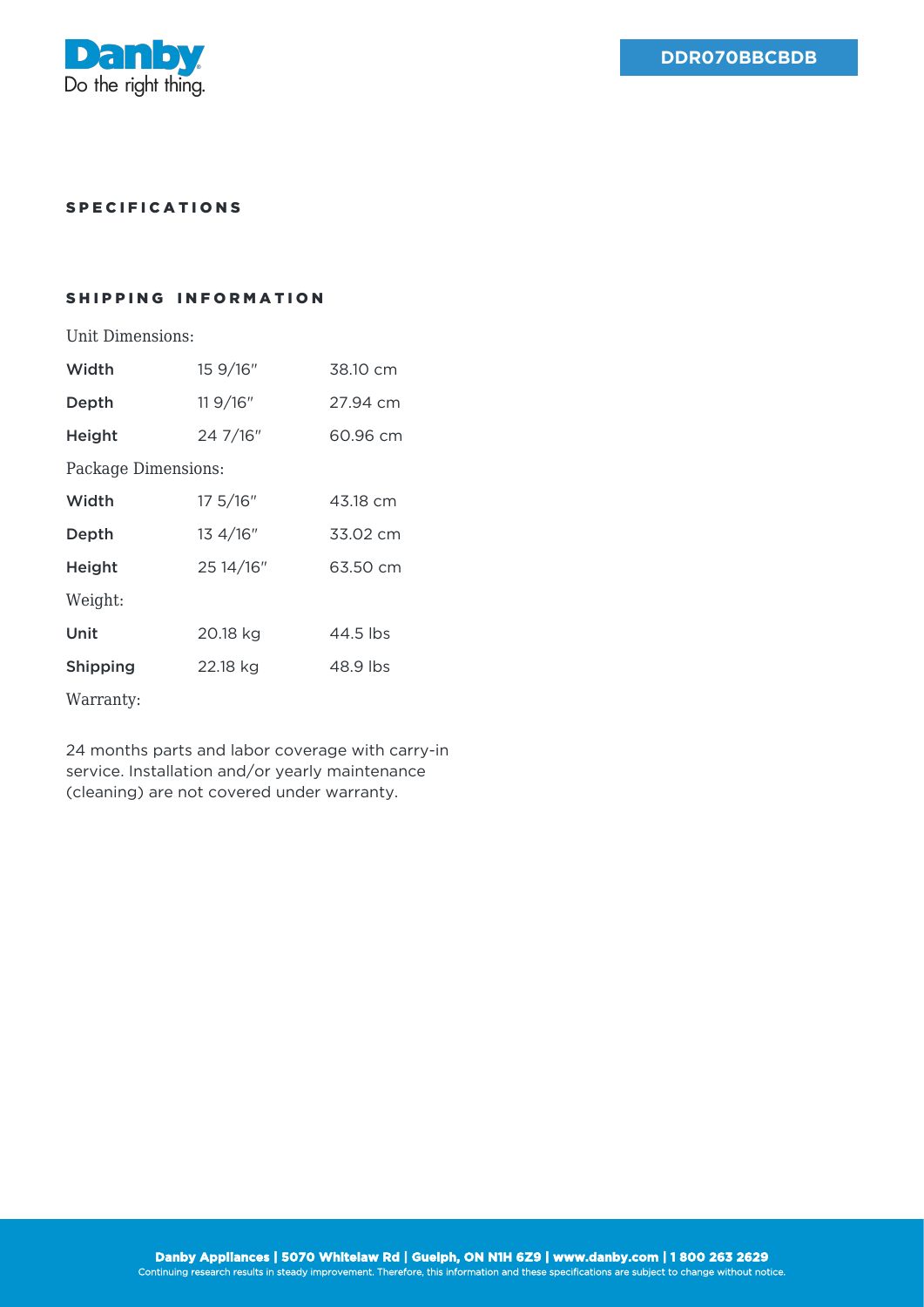DDR070BBCBDB

## SPECIFICATIONS

### SHIPPING INFORMATION

Unit Dimensions:

| | | |
|---|---|---|
| **Width** | 15 9/16" | 38.10 cm |
| **Depth** | 11 9/16" | 27.94 cm |
| **Height** | 24 7/16" | 60.96 cm |

Package Dimensions:

| | | |
|---|---|---|
| **Width** | 17 5/16" | 43.18 cm |
| **Depth** | 13 4/16" | 33.02 cm |
| **Height** | 25 14/16" | 63.50 cm |

Weight:

| | | |
|---|---|---|
| **Unit** | 20.18 kg | 44.5 lbs |
| **Shipping** | 22.18 kg | 48.9 lbs |

Warranty:

24 months parts and labor coverage with carry-in service. Installation and/or yearly maintenance (cleaning) are not covered under warranty.

**Danby Appliances | 5070 Whitelaw Rd | Guelph, ON N1H 6Z9 | www.danby.com | 1 800 263 2629**
Continuing research results in steady improvement. Therefore, this information and these specifications are subject to change without notice.